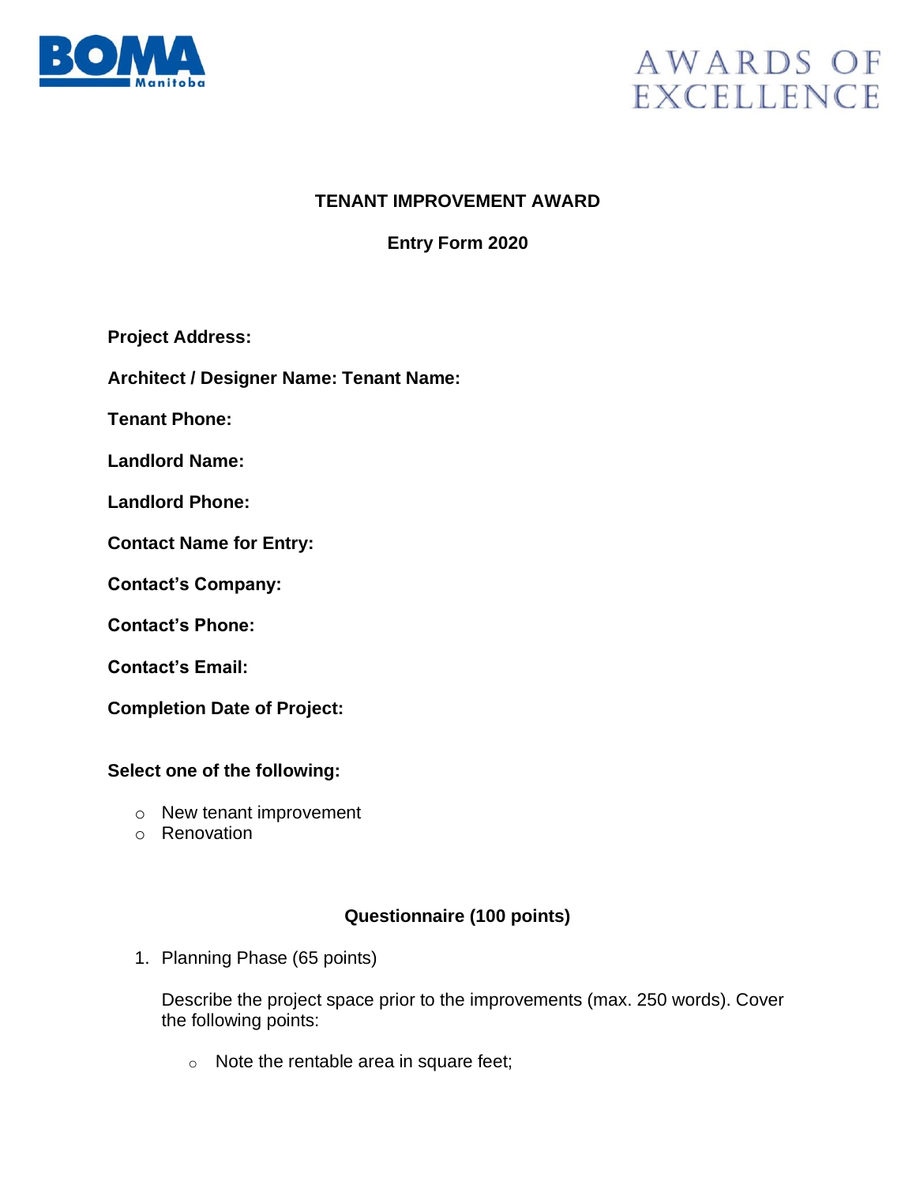BOMA Manitoba

AWARDS OF EXCELLENCE

## TENANT IMPROVEMENT AWARD

### Entry Form 2020

**Project Address:**

**Architect / Designer Name: Tenant Name:**

**Tenant Phone:**

**Landlord Name:**

**Landlord Phone:**

**Contact Name for Entry:**

**Contact's Company:**

**Contact's Phone:**

**Contact's Email:**

**Completion Date of Project:**

**Select one of the following:**

- New tenant improvement
- Renovation

### Questionnaire (100 points)

1. Planning Phase (65 points)

   Describe the project space prior to the improvements (max. 250 words). Cover the following points:

   - Note the rentable area in square feet;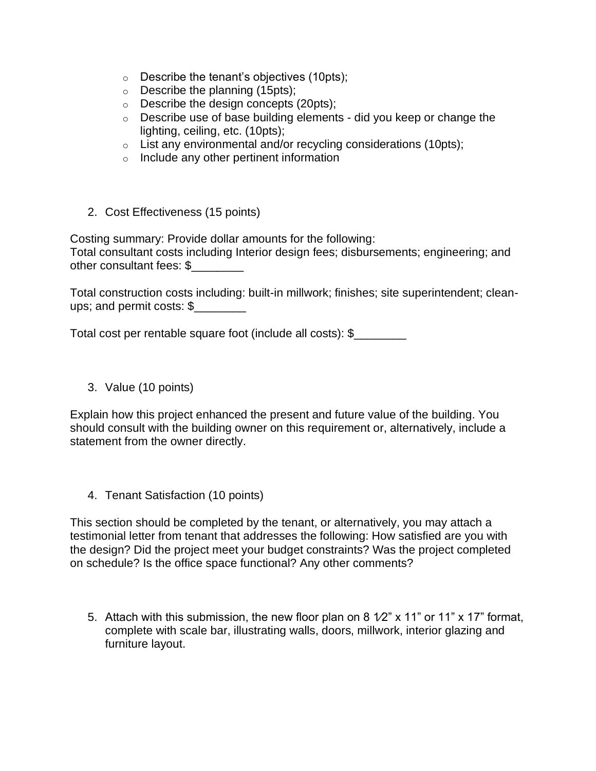- Describe the tenant's objectives (10pts);
- Describe the planning (15pts);
- Describe the design concepts (20pts);
- Describe use of base building elements - did you keep or change the lighting, ceiling, etc. (10pts);
- List any environmental and/or recycling considerations (10pts);
- Include any other pertinent information

2. Cost Effectiveness (15 points)

Costing summary: Provide dollar amounts for the following:
Total consultant costs including Interior design fees; disbursements; engineering; and other consultant fees: $________

Total construction costs including: built-in millwork; finishes; site superintendent; clean-ups; and permit costs: $________

Total cost per rentable square foot (include all costs): $________

3. Value (10 points)

Explain how this project enhanced the present and future value of the building. You should consult with the building owner on this requirement or, alternatively, include a statement from the owner directly.

4. Tenant Satisfaction (10 points)

This section should be completed by the tenant, or alternatively, you may attach a testimonial letter from tenant that addresses the following: How satisfied are you with the design? Did the project meet your budget constraints? Was the project completed on schedule? Is the office space functional? Any other comments?

5. Attach with this submission, the new floor plan on 8 1⁄2" x 11" or 11" x 17" format, complete with scale bar, illustrating walls, doors, millwork, interior glazing and furniture layout.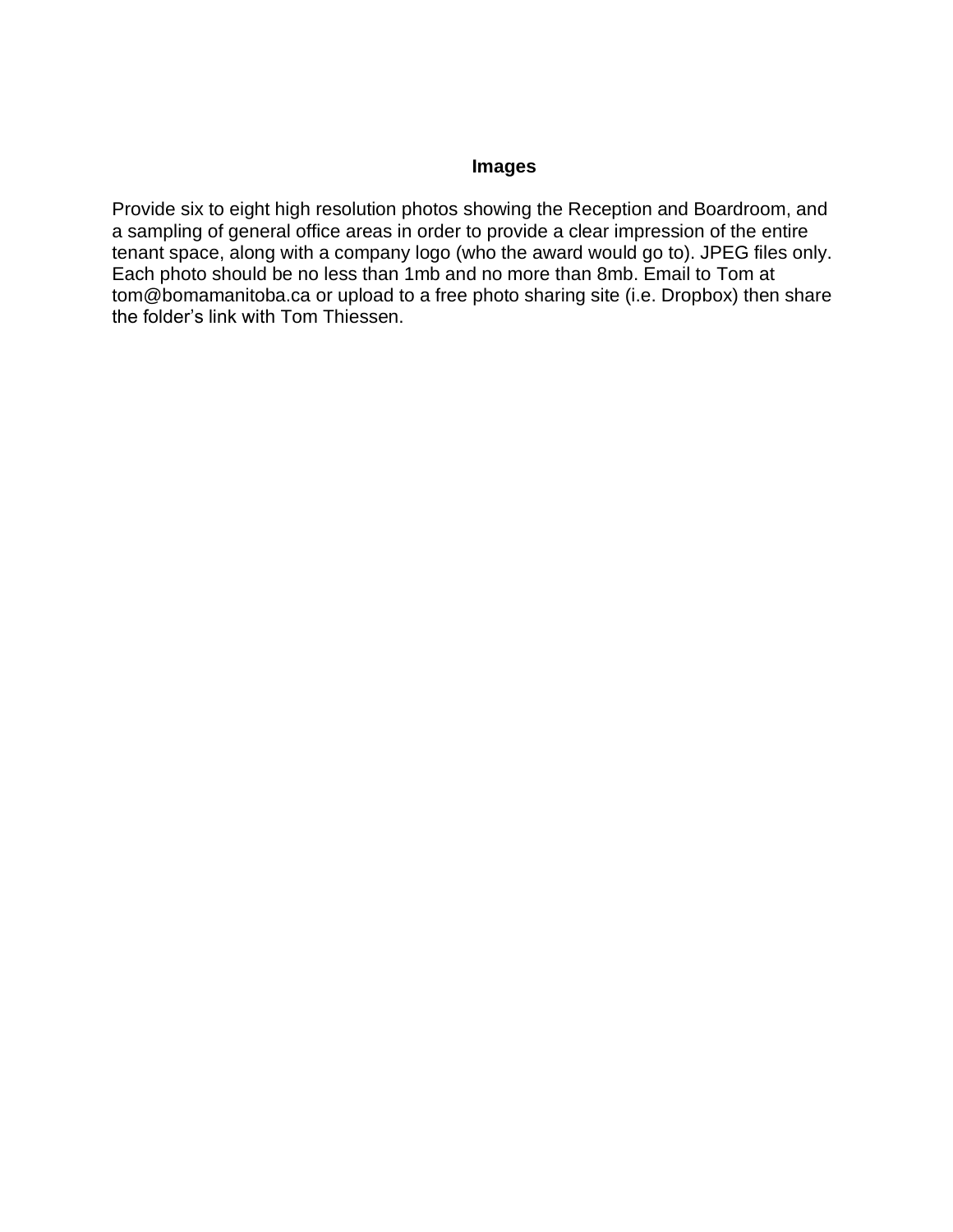## Images

Provide six to eight high resolution photos showing the Reception and Boardroom, and a sampling of general office areas in order to provide a clear impression of the entire tenant space, along with a company logo (who the award would go to). JPEG files only. Each photo should be no less than 1mb and no more than 8mb. Email to Tom at tom@bomamanitoba.ca or upload to a free photo sharing site (i.e. Dropbox) then share the folder's link with Tom Thiessen.